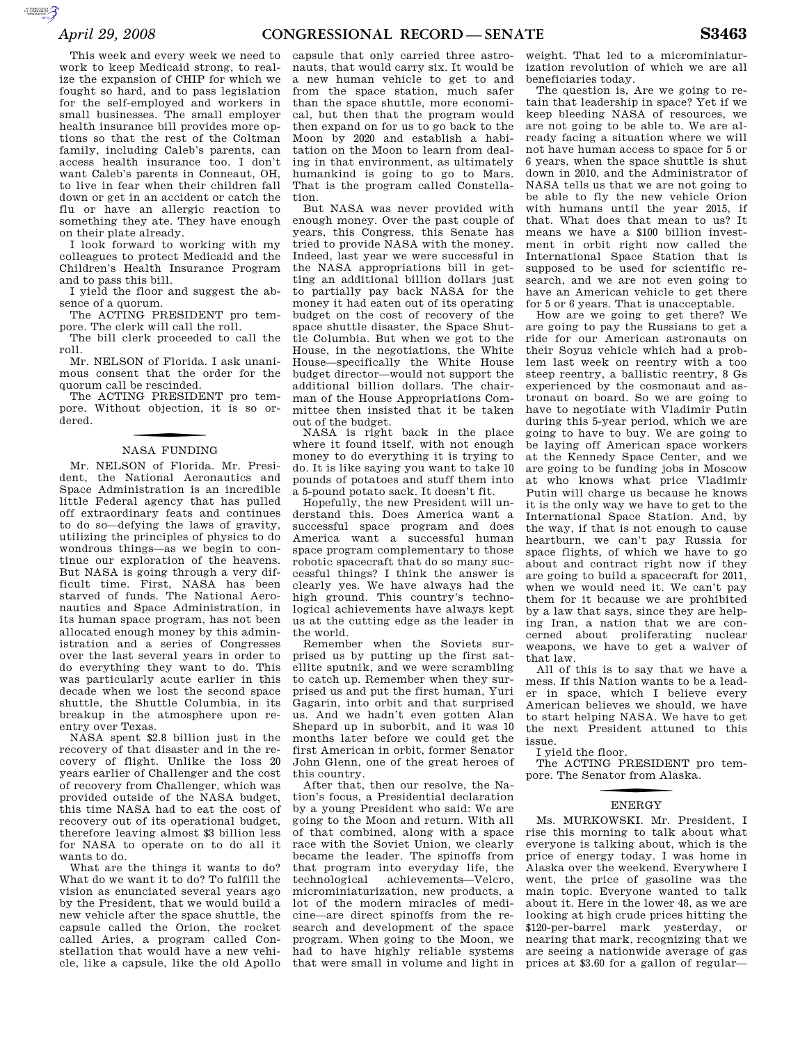This week and every week we need to work to keep Medicaid strong, to realize the expansion of CHIP for which we fought so hard, and to pass legislation for the self-employed and workers in small businesses. The small employer health insurance bill provides more options so that the rest of the Coltman family, including Caleb's parents, can access health insurance too. I don't want Caleb's parents in Conneaut, OH, to live in fear when their children fall down or get in an accident or catch the flu or have an allergic reaction to something they ate. They have enough on their plate already.

I look forward to working with my colleagues to protect Medicaid and the Children's Health Insurance Program and to pass this bill.

I yield the floor and suggest the absence of a quorum.

The ACTING PRESIDENT pro tempore. The clerk will call the roll.

The bill clerk proceeded to call the roll.

Mr. NELSON of Florida. I ask unanimous consent that the order for the quorum call be rescinded.

The ACTING PRESIDENT pro tempore. Without objection, it is so ordered.

## NASA FUNDING

Mr. NELSON of Florida. Mr. President, the National Aeronautics and Space Administration is an incredible little Federal agency that has pulled off extraordinary feats and continues to do so—defying the laws of gravity, utilizing the principles of physics to do wondrous things—as we begin to continue our exploration of the heavens. But NASA is going through a very difficult time. First, NASA has been starved of funds. The National Aeronautics and Space Administration, in its human space program, has not been allocated enough money by this administration and a series of Congresses over the last several years in order to do everything they want to do. This was particularly acute earlier in this decade when we lost the second space shuttle, the Shuttle Columbia, in its breakup in the atmosphere upon reentry over Texas.

NASA spent $2.8 billion just in the recovery of that disaster and in the recovery of flight. Unlike the loss 20 years earlier of Challenger and the cost of recovery from Challenger, which was provided outside of the NASA budget, this time NASA had to eat the cost of recovery out of its operational budget, therefore leaving almost $3 billion less for NASA to operate on to do all it wants to do.

What are the things it wants to do? What do we want it to do? To fulfill the vision as enunciated several years ago by the President, that we would build a new vehicle after the space shuttle, the capsule called the Orion, the rocket called Aries, a program called Constellation that would have a new vehicle, like a capsule, like the old Apollo capsule that only carried three astronauts, that would carry six. It would be a new human vehicle to get to and from the space station, much safer than the space shuttle, more economical, but then that the program would then expand on for us to go back to the Moon by 2020 and establish a habitation on the Moon to learn from dealing in that environment, as ultimately humankind is going to go to Mars. That is the program called Constellation.

But NASA was never provided with enough money. Over the past couple of years, this Congress, this Senate has tried to provide NASA with the money. Indeed, last year we were successful in the NASA appropriations bill in getting an additional billion dollars just to partially pay back NASA for the money it had eaten out of its operating budget on the cost of recovery of the space shuttle disaster, the Space Shuttle Columbia. But when we got to the House, in the negotiations, the White House—specifically the White House budget director—would not support the additional billion dollars. The chairman of the House Appropriations Committee then insisted that it be taken out of the budget.

NASA is right back in the place where it found itself, with not enough money to do everything it is trying to do. It is like saying you want to take 10 pounds of potatoes and stuff them into a 5-pound potato sack. It doesn't fit.

Hopefully, the new President will understand this. Does America want a successful space program and does America want a successful human space program complementary to those robotic spacecraft that do so many successful things? I think the answer is clearly yes. We have always had the high ground. This country's technological achievements have always kept us at the cutting edge as the leader in the world.

Remember when the Soviets surprised us by putting up the first satellite sputnik, and we were scrambling to catch up. Remember when they surprised us and put the first human, Yuri Gagarin, into orbit and that surprised us. And we hadn't even gotten Alan Shepard up in suborbit, and it was 10 months later before we could get the first American in orbit, former Senator John Glenn, one of the great heroes of this country.

After that, then our resolve, the Nation's focus, a Presidential declaration by a young President who said: We are going to the Moon and return. With all of that combined, along with a space race with the Soviet Union, we clearly became the leader. The spinoffs from that program into everyday life, the technological achievements—Velcro, microminiaturization, new products, a lot of the modern miracles of medicine—are direct spinoffs from the research and development of the space program. When going to the Moon, we had to have highly reliable systems that were small in volume and light in weight. That led to a microminiaturization revolution of which we are all beneficiaries today.

The question is, Are we going to retain that leadership in space? Yet if we keep bleeding NASA of resources, we are not going to be able to. We are already facing a situation where we will not have human access to space for 5 or 6 years, when the space shuttle is shut down in 2010, and the Administrator of NASA tells us that we are not going to be able to fly the new vehicle Orion with humans until the year 2015, if that. What does that mean to us? It means we have a $100 billion investment in orbit right now called the International Space Station that is supposed to be used for scientific research, and we are not even going to have an American vehicle to get there for 5 or 6 years. That is unacceptable.

How are we going to get there? We are going to pay the Russians to get a ride for our American astronauts on their Soyuz vehicle which had a problem last week on reentry with a too steep reentry, a ballistic reentry, 8 Gs experienced by the cosmonaut and astronaut on board. So we are going to have to negotiate with Vladimir Putin during this 5-year period, which we are going to have to buy. We are going to be laying off American space workers at the Kennedy Space Center, and we are going to be funding jobs in Moscow at who knows what price Vladimir Putin will charge us because he knows it is the only way we have to get to the International Space Station. And, by the way, if that is not enough to cause heartburn, we can't pay Russia for space flights, of which we have to go about and contract right now if they are going to build a spacecraft for 2011, when we would need it. We can't pay them for it because we are prohibited by a law that says, since they are helping Iran, a nation that we are concerned about proliferating nuclear weapons, we have to get a waiver of that law.

All of this is to say that we have a mess. If this Nation wants to be a leader in space, which I believe every American believes we should, we have to start helping NASA. We have to get the next President attuned to this issue.

I yield the floor.

The ACTING PRESIDENT pro tempore. The Senator from Alaska.

## ENERGY

Ms. MURKOWSKI. Mr. President, I rise this morning to talk about what everyone is talking about, which is the price of energy today. I was home in Alaska over the weekend. Everywhere I went, the price of gasoline was the main topic. Everyone wanted to talk about it. Here in the lower 48, as we are looking at high crude prices hitting the $120-per-barrel mark yesterday, or nearing that mark, recognizing that we are seeing a nationwide average of gas prices at $3.60 for a gallon of regular—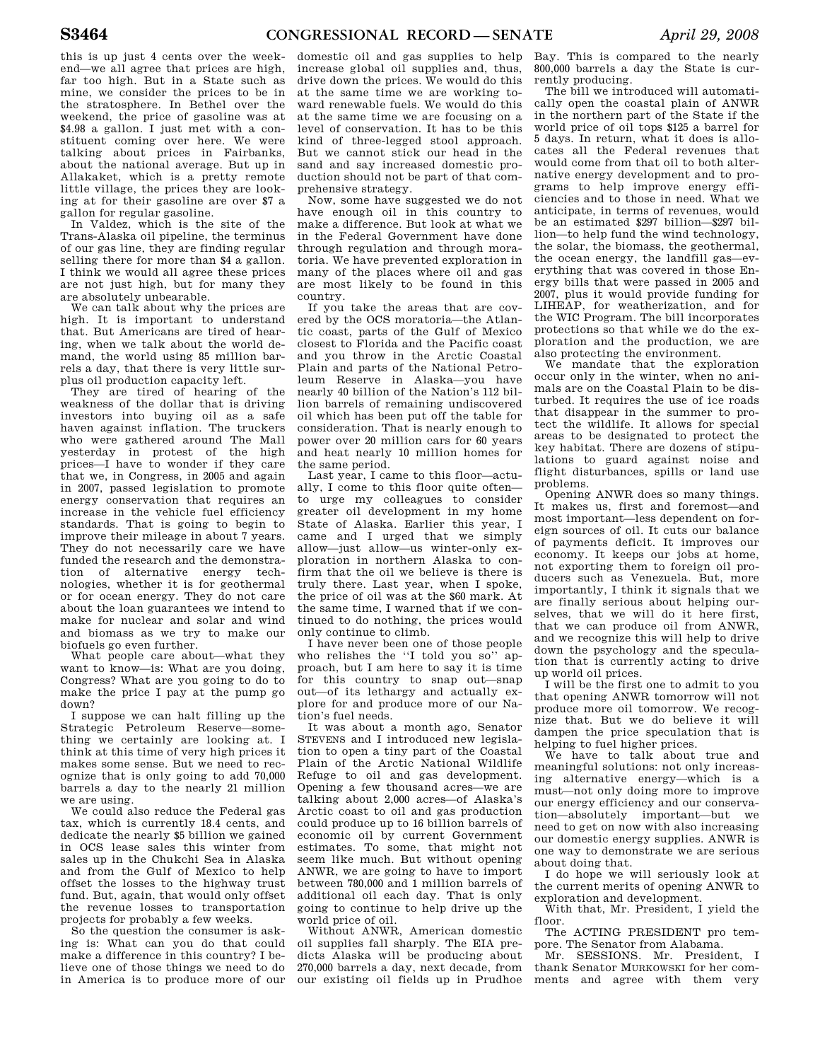this is up just 4 cents over the weekend—we all agree that prices are high, far too high. But in a State such as mine, we consider the prices to be in the stratosphere. In Bethel over the weekend, the price of gasoline was at $4.98 a gallon. I just met with a constituent coming over here. We were talking about prices in Fairbanks, about the national average. But up in Allakaket, which is a pretty remote little village, the prices they are looking at for their gasoline are over $7 a gallon for regular gasoline.

In Valdez, which is the site of the Trans-Alaska oil pipeline, the terminus of our gas line, they are finding regular selling there for more than $4 a gallon. I think we would all agree these prices are not just high, but for many they are absolutely unbearable.

We can talk about why the prices are high. It is important to understand that. But Americans are tired of hearing, when we talk about the world demand, the world using 85 million barrels a day, that there is very little surplus oil production capacity left.

They are tired of hearing of the weakness of the dollar that is driving investors into buying oil as a safe haven against inflation. The truckers who were gathered around The Mall yesterday in protest of the high prices—I have to wonder if they care that we, in Congress, in 2005 and again in 2007, passed legislation to promote energy conservation that requires an increase in the vehicle fuel efficiency standards. That is going to begin to improve their mileage in about 7 years. They do not necessarily care we have funded the research and the demonstration of alternative energy technologies, whether it is for geothermal or for ocean energy. They do not care about the loan guarantees we intend to make for nuclear and solar and wind and biomass as we try to make our biofuels go even further.

What people care about—what they want to know—is: What are you doing, Congress? What are you going to do to make the price I pay at the pump go down?

I suppose we can halt filling up the Strategic Petroleum Reserve—something we certainly are looking at. I think at this time of very high prices it makes some sense. But we need to recognize that is only going to add 70,000 barrels a day to the nearly 21 million we are using.

We could also reduce the Federal gas tax, which is currently 18.4 cents, and dedicate the nearly $5 billion we gained in OCS lease sales this winter from sales up in the Chukchi Sea in Alaska and from the Gulf of Mexico to help offset the losses to the highway trust fund. But, again, that would only offset the revenue losses to transportation projects for probably a few weeks.

So the question the consumer is asking is: What can you do that could make a difference in this country? I believe one of those things we need to do in America is to produce more of our domestic oil and gas supplies to help increase global oil supplies and, thus, drive down the prices. We would do this at the same time we are working toward renewable fuels. We would do this at the same time we are focusing on a level of conservation. It has to be this kind of three-legged stool approach. But we cannot stick our head in the sand and say increased domestic production should not be part of that comprehensive strategy.

Now, some have suggested we do not have enough oil in this country to make a difference. But look at what we in the Federal Government have done through regulation and through moratoria. We have prevented exploration in many of the places where oil and gas are most likely to be found in this country.

If you take the areas that are covered by the OCS moratoria—the Atlantic coast, parts of the Gulf of Mexico closest to Florida and the Pacific coast and you throw in the Arctic Coastal Plain and parts of the National Petroleum Reserve in Alaska—you have nearly 40 billion of the Nation's 112 billion barrels of remaining undiscovered oil which has been put off the table for consideration. That is nearly enough to power over 20 million cars for 60 years and heat nearly 10 million homes for the same period.

Last year, I came to this floor—actually, I come to this floor quite often—to urge my colleagues to consider greater oil development in my home State of Alaska. Earlier this year, I came and I urged that we simply allow—just allow—us winter-only exploration in northern Alaska to confirm that the oil we believe is there is truly there. Last year, when I spoke, the price of oil was at the $60 mark. At the same time, I warned that if we continued to do nothing, the prices would only continue to climb.

I have never been one of those people who relishes the "I told you so" approach, but I am here to say it is time for this country to snap out—snap out—of its lethargy and actually explore for and produce more of our Nation's fuel needs.

It was about a month ago, Senator STEVENS and I introduced new legislation to open a tiny part of the Coastal Plain of the Arctic National Wildlife Refuge to oil and gas development. Opening a few thousand acres—we are talking about 2,000 acres—of Alaska's Arctic coast to oil and gas production could produce up to 16 billion barrels of economic oil by current Government estimates. To some, that might not seem like much. But without opening ANWR, we are going to have to import between 780,000 and 1 million barrels of additional oil each day. That is only going to continue to help drive up the world price of oil.

Without ANWR, American domestic oil supplies fall sharply. The EIA predicts Alaska will be producing about 270,000 barrels a day, next decade, from our existing oil fields up in Prudhoe Bay. This is compared to the nearly 800,000 barrels a day the State is currently producing.

The bill we introduced will automatically open the coastal plain of ANWR in the northern part of the State if the world price of oil tops $125 a barrel for 5 days. In return, what it does is allocates all the Federal revenues that would come from that oil to both alternative energy development and to programs to help improve energy efficiencies and to those in need. What we anticipate, in terms of revenues, would be an estimated $297 billion—$297 billion—to help fund the wind technology, the solar, the biomass, the geothermal, the ocean energy, the landfill gas—everything that was covered in those Energy bills that were passed in 2005 and 2007, plus it would provide funding for LIHEAP, for weatherization, and for the WIC Program. The bill incorporates protections so that while we do the exploration and the production, we are also protecting the environment.

We mandate that the exploration occur only in the winter, when no animals are on the Coastal Plain to be disturbed. It requires the use of ice roads that disappear in the summer to protect the wildlife. It allows for special areas to be designated to protect the key habitat. There are dozens of stipulations to guard against noise and flight disturbances, spills or land use problems.

Opening ANWR does so many things. It makes us, first and foremost—and most important—less dependent on foreign sources of oil. It cuts our balance of payments deficit. It improves our economy. It keeps our jobs at home, not exporting them to foreign oil producers such as Venezuela. But, more importantly, I think it signals that we are finally serious about helping ourselves, that we will do it here first, that we can produce oil from ANWR, and we recognize this will help to drive down the psychology and the speculation that is currently acting to drive up world oil prices.

I will be the first one to admit to you that opening ANWR tomorrow will not produce more oil tomorrow. We recognize that. But we do believe it will dampen the price speculation that is helping to fuel higher prices.

We have to talk about true and meaningful solutions: not only increasing alternative energy—which is a must—not only doing more to improve our energy efficiency and our conservation—absolutely important—but we need to get on now with also increasing our domestic energy supplies. ANWR is one way to demonstrate we are serious about doing that.

I do hope we will seriously look at the current merits of opening ANWR to exploration and development.

With that, Mr. President, I yield the floor.

The ACTING PRESIDENT pro tempore. The Senator from Alabama.

Mr. SESSIONS. Mr. President, I thank Senator MURKOWSKI for her comments and agree with them very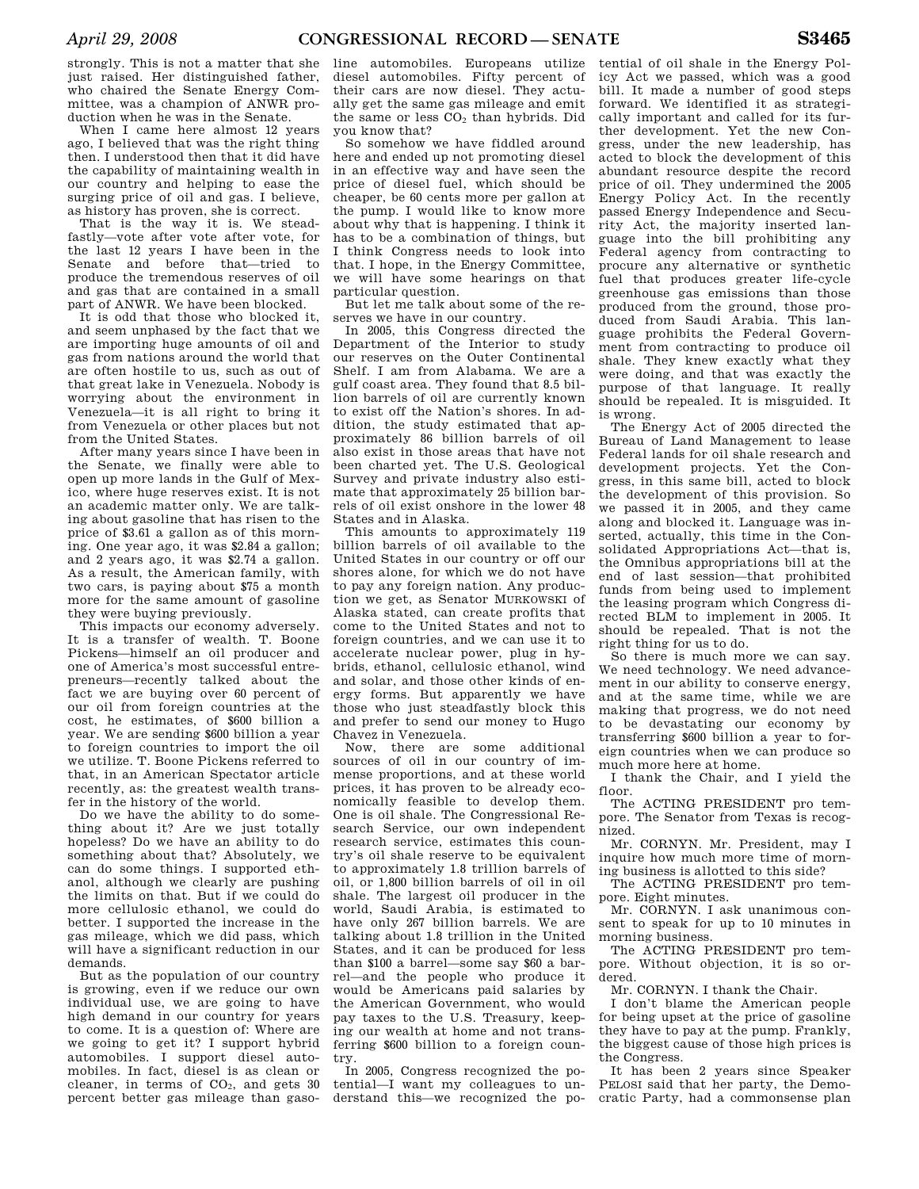strongly. This is not a matter that she just raised. Her distinguished father, who chaired the Senate Energy Committee, was a champion of ANWR production when he was in the Senate.

When I came here almost 12 years ago, I believed that was the right thing then. I understood then that it did have the capability of maintaining wealth in our country and helping to ease the surging price of oil and gas. I believe, as history has proven, she is correct.

That is the way it is. We steadfastly—vote after vote after vote, for the last 12 years I have been in the Senate and before that—tried to produce the tremendous reserves of oil and gas that are contained in a small part of ANWR. We have been blocked.

It is odd that those who blocked it, and seem unphased by the fact that we are importing huge amounts of oil and gas from nations around the world that are often hostile to us, such as out of that great lake in Venezuela. Nobody is worrying about the environment in Venezuela—it is all right to bring it from Venezuela or other places but not from the United States.

After many years since I have been in the Senate, we finally were able to open up more lands in the Gulf of Mexico, where huge reserves exist. It is not an academic matter only. We are talking about gasoline that has risen to the price of $3.61 a gallon as of this morning. One year ago, it was $2.84 a gallon; and 2 years ago, it was $2.74 a gallon. As a result, the American family, with two cars, is paying about $75 a month more for the same amount of gasoline they were buying previously.

This impacts our economy adversely. It is a transfer of wealth. T. Boone Pickens—himself an oil producer and one of America's most successful entrepreneurs—recently talked about the fact we are buying over 60 percent of our oil from foreign countries at the cost, he estimates, of $600 billion a year. We are sending $600 billion a year to foreign countries to import the oil we utilize. T. Boone Pickens referred to that, in an American Spectator article recently, as: the greatest wealth transfer in the history of the world.

Do we have the ability to do something about it? Are we just totally hopeless? Do we have an ability to do something about that? Absolutely, we can do some things. I supported ethanol, although we clearly are pushing the limits on that. But if we could do more cellulosic ethanol, we could do better. I supported the increase in the gas mileage, which we did pass, which will have a significant reduction in our demands.

But as the population of our country is growing, even if we reduce our own individual use, we are going to have high demand in our country for years to come. It is a question of: Where are we going to get it? I support hybrid automobiles. I support diesel automobiles. In fact, diesel is as clean or cleaner, in terms of $CO_2$, and gets 30 percent better gas mileage than gasoline automobiles. Europeans utilize diesel automobiles. Fifty percent of their cars are now diesel. They actually get the same gas mileage and emit the same or less $CO_2$ than hybrids. Did you know that?

So somehow we have fiddled around here and ended up not promoting diesel in an effective way and have seen the price of diesel fuel, which should be cheaper, be 60 cents more per gallon at the pump. I would like to know more about why that is happening. I think it has to be a combination of things, but I think Congress needs to look into that. I hope, in the Energy Committee, we will have some hearings on that particular question.

But let me talk about some of the reserves we have in our country.

In 2005, this Congress directed the Department of the Interior to study our reserves on the Outer Continental Shelf. I am from Alabama. We are a gulf coast area. They found that 8.5 billion barrels of oil are currently known to exist off the Nation's shores. In addition, the study estimated that approximately 86 billion barrels of oil also exist in those areas that have not been charted yet. The U.S. Geological Survey and private industry also estimate that approximately 25 billion barrels of oil exist onshore in the lower 48 States and in Alaska.

This amounts to approximately 119 billion barrels of oil available to the United States in our country or off our shores alone, for which we do not have to pay any foreign nation. Any production we get, as Senator MURKOWSKI of Alaska stated, can create profits that come to the United States and not to foreign countries, and we can use it to accelerate nuclear power, plug in hybrids, ethanol, cellulosic ethanol, wind and solar, and those other kinds of energy forms. But apparently we have those who just steadfastly block this and prefer to send our money to Hugo Chavez in Venezuela.

Now, there are some additional sources of oil in our country of immense proportions, and at these world prices, it has proven to be already economically feasible to develop them. One is oil shale. The Congressional Research Service, our own independent research service, estimates this country's oil shale reserve to be equivalent to approximately 1.8 trillion barrels of oil, or 1,800 billion barrels of oil in oil shale. The largest oil producer in the world, Saudi Arabia, is estimated to have only 267 billion barrels. We are talking about 1.8 trillion in the United States, and it can be produced for less than $100 a barrel—some say $60 a barrel—and the people who produce it would be Americans paid salaries by the American Government, who would pay taxes to the U.S. Treasury, keeping our wealth at home and not transferring $600 billion to a foreign country.

In 2005, Congress recognized the potential—I want my colleagues to understand this—we recognized the potential of oil shale in the Energy Policy Act we passed, which was a good bill. It made a number of good steps forward. We identified it as strategically important and called for its further development. Yet the new Congress, under the new leadership, has acted to block the development of this abundant resource despite the record price of oil. They undermined the 2005 Energy Policy Act. In the recently passed Energy Independence and Security Act, the majority inserted language into the bill prohibiting any Federal agency from contracting to procure any alternative or synthetic fuel that produces greater life-cycle greenhouse gas emissions than those produced from the ground, those produced from Saudi Arabia. This language prohibits the Federal Government from contracting to produce oil shale. They knew exactly what they were doing, and that was exactly the purpose of that language. It really should be repealed. It is misguided. It is wrong.

The Energy Act of 2005 directed the Bureau of Land Management to lease Federal lands for oil shale research and development projects. Yet the Congress, in this same bill, acted to block the development of this provision. So we passed it in 2005, and they came along and blocked it. Language was inserted, actually, this time in the Consolidated Appropriations Act—that is, the Omnibus appropriations bill at the end of last session—that prohibited funds from being used to implement the leasing program which Congress directed BLM to implement in 2005. It should be repealed. That is not the right thing for us to do.

So there is much more we can say. We need technology. We need advancement in our ability to conserve energy, and at the same time, while we are making that progress, we do not need to be devastating our economy by transferring $600 billion a year to foreign countries when we can produce so much more here at home.

I thank the Chair, and I yield the floor.

The ACTING PRESIDENT pro tempore. The Senator from Texas is recognized.

Mr. CORNYN. Mr. President, may I inquire how much more time of morning business is allotted to this side?

The ACTING PRESIDENT pro tempore. Eight minutes.

Mr. CORNYN. I ask unanimous consent to speak for up to 10 minutes in morning business.

The ACTING PRESIDENT pro tempore. Without objection, it is so ordered.

Mr. CORNYN. I thank the Chair.

I don't blame the American people for being upset at the price of gasoline they have to pay at the pump. Frankly, the biggest cause of those high prices is the Congress.

It has been 2 years since Speaker PELOSI said that her party, the Democratic Party, had a commonsense plan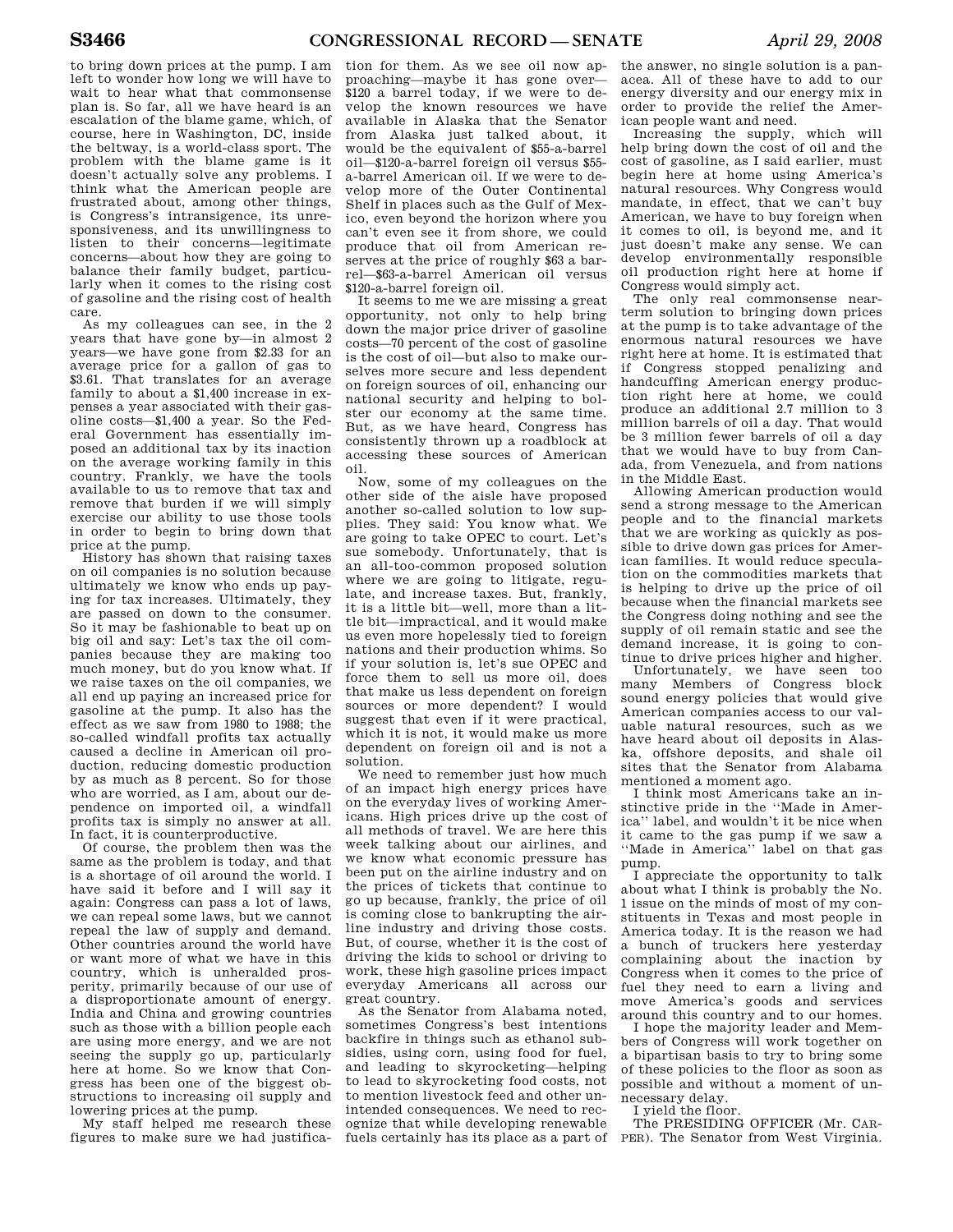to bring down prices at the pump. I am left to wonder how long we will have to wait to hear what that commonsense plan is. So far, all we have heard is an escalation of the blame game, which, of course, here in Washington, DC, inside the beltway, is a world-class sport. The problem with the blame game is it doesn't actually solve any problems. I think what the American people are frustrated about, among other things, is Congress's intransigence, its unresponsiveness, and its unwillingness to listen to their concerns—legitimate concerns—about how they are going to balance their family budget, particularly when it comes to the rising cost of gasoline and the rising cost of health care.

As my colleagues can see, in the 2 years that have gone by—in almost 2 years—we have gone from $2.33 for an average price for a gallon of gas to $3.61. That translates for an average family to about a $1,400 increase in expenses a year associated with their gasoline costs—$1,400 a year. So the Federal Government has essentially imposed an additional tax by its inaction on the average working family in this country. Frankly, we have the tools available to us to remove that tax and remove that burden if we will simply exercise our ability to use those tools in order to begin to bring down that price at the pump.

History has shown that raising taxes on oil companies is no solution because ultimately we know who ends up paying for tax increases. Ultimately, they are passed on down to the consumer. So it may be fashionable to beat up on big oil and say: Let's tax the oil companies because they are making too much money, but do you know what. If we raise taxes on the oil companies, we all end up paying an increased price for gasoline at the pump. It also has the effect as we saw from 1980 to 1988; the so-called windfall profits tax actually caused a decline in American oil production, reducing domestic production by as much as 8 percent. So for those who are worried, as I am, about our dependence on imported oil, a windfall profits tax is simply no answer at all. In fact, it is counterproductive.

Of course, the problem then was the same as the problem is today, and that is a shortage of oil around the world. I have said it before and I will say it again: Congress can pass a lot of laws, we can repeal some laws, but we cannot repeal the law of supply and demand. Other countries around the world have or want more of what we have in this country, which is unheralded prosperity, primarily because of our use of a disproportionate amount of energy. India and China and growing countries such as those with a billion people each are using more energy, and we are not seeing the supply go up, particularly here at home. So we know that Congress has been one of the biggest obstructions to increasing oil supply and lowering prices at the pump.

My staff helped me research these figures to make sure we had justification for them. As we see oil now approaching—maybe it has gone over—$120 a barrel today, if we were to develop the known resources we have available in Alaska that the Senator from Alaska just talked about, it would be the equivalent of $55-a-barrel oil—$120-a-barrel foreign oil versus $55-a-barrel American oil. If we were to develop more of the Outer Continental Shelf in places such as the Gulf of Mexico, even beyond the horizon where you can't even see it from shore, we could produce that oil from American reserves at the price of roughly $63 a barrel—$63-a-barrel American oil versus $120-a-barrel foreign oil.

It seems to me we are missing a great opportunity, not only to help bring down the major price driver of gasoline costs—70 percent of the cost of gasoline is the cost of oil—but also to make ourselves more secure and less dependent on foreign sources of oil, enhancing our national security and helping to bolster our economy at the same time. But, as we have heard, Congress has consistently thrown up a roadblock at accessing these sources of American oil.

Now, some of my colleagues on the other side of the aisle have proposed another so-called solution to low supplies. They said: You know what. We are going to take OPEC to court. Let's sue somebody. Unfortunately, that is an all-too-common proposed solution where we are going to litigate, regulate, and increase taxes. But, frankly, it is a little bit—well, more than a little bit—impractical, and it would make us even more hopelessly tied to foreign nations and their production whims. So if your solution is, let's sue OPEC and force them to sell us more oil, does that make us less dependent on foreign sources or more dependent? I would suggest that even if it were practical, which it is not, it would make us more dependent on foreign oil and is not a solution.

We need to remember just how much of an impact high energy prices have on the everyday lives of working Americans. High prices drive up the cost of all methods of travel. We are here this week talking about our airlines, and we know what economic pressure has been put on the airline industry and on the prices of tickets that continue to go up because, frankly, the price of oil is coming close to bankrupting the airline industry and driving those costs. But, of course, whether it is the cost of driving the kids to school or driving to work, these high gasoline prices impact everyday Americans all across our great country.

As the Senator from Alabama noted, sometimes Congress's best intentions backfire in things such as ethanol subsidies, using corn, using food for fuel, and leading to skyrocketing—helping to lead to skyrocketing food costs, not to mention livestock feed and other unintended consequences. We need to recognize that while developing renewable fuels certainly has its place as a part of the answer, no single solution is a panacea. All of these have to add to our energy diversity and our energy mix in order to provide the relief the American people want and need.

Increasing the supply, which will help bring down the cost of oil and the cost of gasoline, as I said earlier, must begin here at home using America's natural resources. Why Congress would mandate, in effect, that we can't buy American, we have to buy foreign when it comes to oil, is beyond me, and it just doesn't make any sense. We can develop environmentally responsible oil production right here at home if Congress would simply act.

The only real commonsense near-term solution to bringing down prices at the pump is to take advantage of the enormous natural resources we have right here at home. It is estimated that if Congress stopped penalizing and handcuffing American energy production right here at home, we could produce an additional 2.7 million to 3 million barrels of oil a day. That would be 3 million fewer barrels of oil a day that we would have to buy from Canada, from Venezuela, and from nations in the Middle East.

Allowing American production would send a strong message to the American people and to the financial markets that we are working as quickly as possible to drive down gas prices for American families. It would reduce speculation on the commodities markets that is helping to drive up the price of oil because when the financial markets see the Congress doing nothing and see the supply of oil remain static and see the demand increase, it is going to continue to drive prices higher and higher.

Unfortunately, we have seen too many Members of Congress block sound energy policies that would give American companies access to our valuable natural resources, such as we have heard about oil deposits in Alaska, offshore deposits, and shale oil sites that the Senator from Alabama mentioned a moment ago.

I think most Americans take an instinctive pride in the ''Made in America'' label, and wouldn't it be nice when it came to the gas pump if we saw a ''Made in America'' label on that gas pump.

I appreciate the opportunity to talk about what I think is probably the No. 1 issue on the minds of most of my constituents in Texas and most people in America today. It is the reason we had a bunch of truckers here yesterday complaining about the inaction by Congress when it comes to the price of fuel they need to earn a living and move America's goods and services around this country and to our homes.

I hope the majority leader and Members of Congress will work together on a bipartisan basis to try to bring some of these policies to the floor as soon as possible and without a moment of unnecessary delay.

I yield the floor.

The PRESIDING OFFICER (Mr. CARPER). The Senator from West Virginia.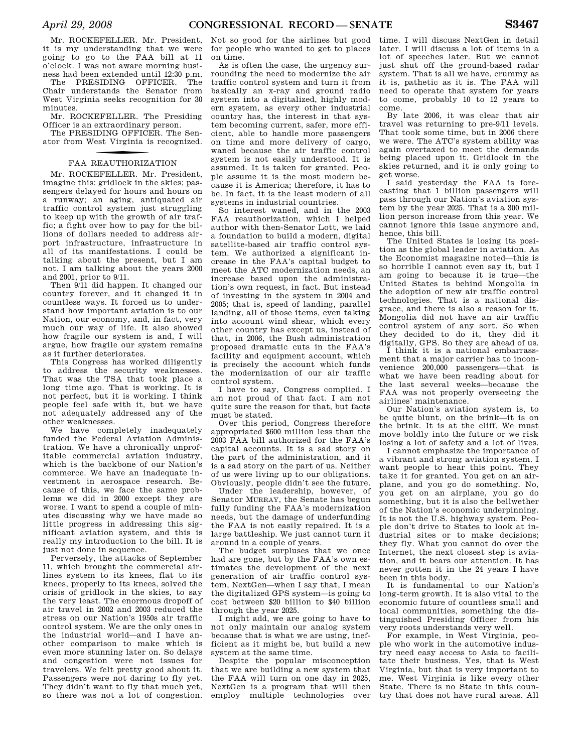Mr. ROCKEFELLER. Mr. President, it is my understanding that we were going to go to the FAA bill at 11 o'clock. I was not aware morning business had been extended until 12:30 p.m.

The PRESIDING OFFICER. The Chair understands the Senator from West Virginia seeks recognition for 30 minutes.

Mr. ROCKEFELLER. The Presiding Officer is an extraordinary person.

The PRESIDING OFFICER. The Senator from West Virginia is recognized.

## FAA REAUTHORIZATION

Mr. ROCKEFELLER. Mr. President, imagine this: gridlock in the skies; passengers delayed for hours and hours on a runway; an aging, antiquated air traffic control system just struggling to keep up with the growth of air traffic; a fight over how to pay for the billions of dollars needed to address airport infrastructure, infrastructure in all of its manifestations. I could be talking about the present, but I am not. I am talking about the years 2000 and 2001, prior to 9/11.

Then 9/11 did happen. It changed our country forever, and it changed it in countless ways. It forced us to understand how important aviation is to our Nation, our economy, and, in fact, very much our way of life. It also showed how fragile our system is and, I will argue, how fragile our system remains as it further deteriorates.

This Congress has worked diligently to address the security weaknesses. That was the TSA that took place a long time ago. That is working. It is not perfect, but it is working. I think people feel safe with it, but we have not adequately addressed any of the other weaknesses.

We have completely inadequately funded the Federal Aviation Administration. We have a chronically unprofitable commercial aviation industry, which is the backbone of our Nation's commerce. We have an inadequate investment in aerospace research. Because of this, we face the same problems we did in 2000 except they are worse. I want to spend a couple of minutes discussing why we have made so little progress in addressing this significant aviation system, and this is really my introduction to the bill. It is just not done in sequence.

Perversely, the attacks of September 11, which brought the commercial airlines system to its knees, flat to its knees, properly to its knees, solved the crisis of gridlock in the skies, to say the very least. The enormous dropoff of air travel in 2002 and 2003 reduced the stress on our Nation's 1950s air traffic control system. We are the only ones in the industrial world—and I have another comparison to make which is even more stunning later on. So delays and congestion were not issues for travelers. We felt pretty good about it. Passengers were not daring to fly yet. They didn't want to fly that much yet, so there was not a lot of congestion. Not so good for the airlines but good for people who wanted to get to places on time.

As is often the case, the urgency surrounding the need to modernize the air traffic control system and turn it from basically an x-ray and ground radio system into a digitalized, highly modern system, as every other industrial country has, the interest in that system becoming current, safer, more efficient, able to handle more passengers on time and more delivery of cargo, waned because the air traffic control system is not easily understood. It is assumed. It is taken for granted. People assume it is the most modern because it is America; therefore, it has to be. In fact, it is the least modern of all systems in industrial countries.

So interest waned, and in the 2003 FAA reauthorization, which I helped author with then-Senator Lott, we laid a foundation to build a modern, digital satellite-based air traffic control system. We authorized a significant increase in the FAA's capital budget to meet the ATC modernization needs, an increase based upon the administration's own request, in fact. But instead of investing in the system in 2004 and 2005; that is, speed of landing, parallel landing, all of those items, even taking into account wind shear, which every other country has except us, instead of that, in 2006, the Bush administration proposed dramatic cuts in the FAA's facility and equipment account, which is precisely the account which funds the modernization of our air traffic control system.

I have to say, Congress complied. I am not proud of that fact. I am not quite sure the reason for that, but facts must be stated.

Over this period, Congress therefore appropriated $600 million less than the 2003 FAA bill authorized for the FAA's capital accounts. It is a sad story on the part of the administration, and it is a sad story on the part of us. Neither of us were living up to our obligations. Obviously, people didn't see the future.

Under the leadership, however, of Senator MURRAY, the Senate has begun fully funding the FAA's modernization needs, but the damage of underfunding the FAA is not easily repaired. It is a large battleship. We just cannot turn it around in a couple of years.

The budget surpluses that we once had are gone, but by the FAA's own estimates the development of the next generation of air traffic control system, NextGen—when I say that, I mean the digitalized GPS system—is going to cost between $20 billion to $40 billion through the year 2025.

I might add, we are going to have to not only maintain our analog system because that is what we are using, inefficient as it might be, but build a new system at the same time.

Despite the popular misconception that we are building a new system that the FAA will turn on one day in 2025, NextGen is a program that will then employ multiple technologies over time. I will discuss NextGen in detail later. I will discuss a lot of items in a lot of speeches later. But we cannot just shut off the ground-based radar system. That is all we have, crummy as it is, pathetic as it is. The FAA will need to operate that system for years to come, probably 10 to 12 years to come.

By late 2006, it was clear that air travel was returning to pre-9/11 levels. That took some time, but in 2006 there we were. The ATC's system ability was again overtaxed to meet the demands being placed upon it. Gridlock in the skies returned, and it is only going to get worse.

I said yesterday the FAA is forecasting that 1 billion passengers will pass through our Nation's aviation system by the year 2025. That is a 300 million person increase from this year. We cannot ignore this issue anymore and, hence, this bill.

The United States is losing its position as the global leader in aviation. As the Economist magazine noted—this is so horrible I cannot even say it, but I am going to because it is true—the United States is behind Mongolia in the adoption of new air traffic control technologies. That is a national disgrace, and there is also a reason for it. Mongolia did not have an air traffic control system of any sort. So when they decided to do it, they did it digitally, GPS. So they are ahead of us.

I think it is a national embarrassment that a major carrier has to inconvenience 200,000 passengers—that is what we have been reading about for the last several weeks—because the FAA was not properly overseeing the airlines' maintenance.

Our Nation's aviation system is, to be quite blunt, on the brink—it is on the brink. It is at the cliff. We must move boldly into the future or we risk losing a lot of safety and a lot of lives.

I cannot emphasize the importance of a vibrant and strong aviation system. I want people to hear this point. They take it for granted. You get on an airplane, and you go do something. No, you get on an airplane, you go do something, but it is also the bellwether of the Nation's economic underpinning. It is not the U.S. highway system. People don't drive to States to look at industrial sites or to make decisions; they fly. What you cannot do over the Internet, the next closest step is aviation, and it bears our attention. It has never gotten it in the 24 years I have been in this body.

It is fundamental to our Nation's long-term growth. It is also vital to the economic future of countless small and local communities, something the distinguished Presiding Officer from his very roots understands very well.

For example, in West Virginia, people who work in the automotive industry need easy access to Asia to facilitate their business. Yes, that is West Virginia, but that is very important to me. West Virginia is like every other State. There is no State in this country that does not have rural areas. All